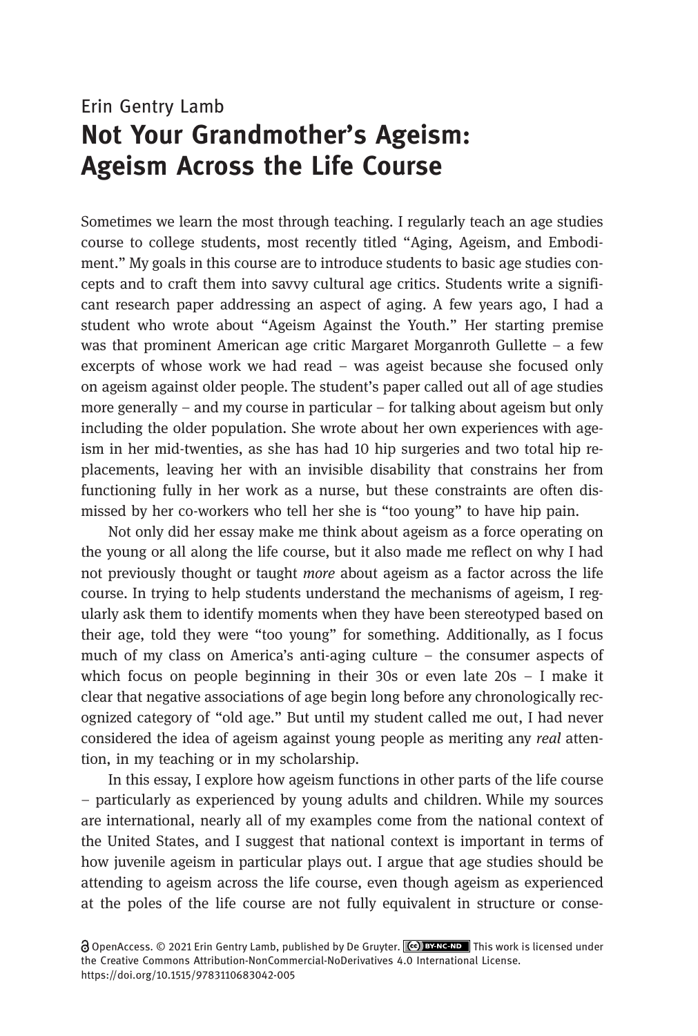Erin Gentry Lamb

# Not Your Grandmother's Ageism: Ageism Across the Life Course

Sometimes we learn the most through teaching. I regularly teach an age studies course to college students, most recently titled "Aging, Ageism, and Embodiment." My goals in this course are to introduce students to basic age studies concepts and to craft them into savvy cultural age critics. Students write a significant research paper addressing an aspect of aging. A few years ago, I had a student who wrote about "Ageism Against the Youth." Her starting premise was that prominent American age critic Margaret Morganroth Gullette – a few excerpts of whose work we had read – was ageist because she focused only on ageism against older people. The student's paper called out all of age studies more generally – and my course in particular – for talking about ageism but only including the older population. She wrote about her own experiences with ageism in her mid-twenties, as she has had 10 hip surgeries and two total hip replacements, leaving her with an invisible disability that constrains her from functioning fully in her work as a nurse, but these constraints are often dismissed by her co-workers who tell her she is "too young" to have hip pain.

Not only did her essay make me think about ageism as a force operating on the young or all along the life course, but it also made me reflect on why I had not previously thought or taught *more* about ageism as a factor across the life course. In trying to help students understand the mechanisms of ageism, I regularly ask them to identify moments when they have been stereotyped based on their age, told they were "too young" for something. Additionally, as I focus much of my class on America's anti-aging culture – the consumer aspects of which focus on people beginning in their 30s or even late 20s – I make it clear that negative associations of age begin long before any chronologically recognized category of "old age." But until my student called me out, I had never considered the idea of ageism against young people as meriting any *real* attention, in my teaching or in my scholarship.

In this essay, I explore how ageism functions in other parts of the life course – particularly as experienced by young adults and children. While my sources are international, nearly all of my examples come from the national context of the United States, and I suggest that national context is important in terms of how juvenile ageism in particular plays out. I argue that age studies should be attending to ageism across the life course, even though ageism as experienced at the poles of the life course are not fully equivalent in structure or conse-

OpenAccess. © 2021 Erin Gentry Lamb, published by De Gruyter. This work is licensed under the Creative Commons Attribution-NonCommercial-NoDerivatives 4.0 International License.
https://doi.org/10.1515/9783110683042-005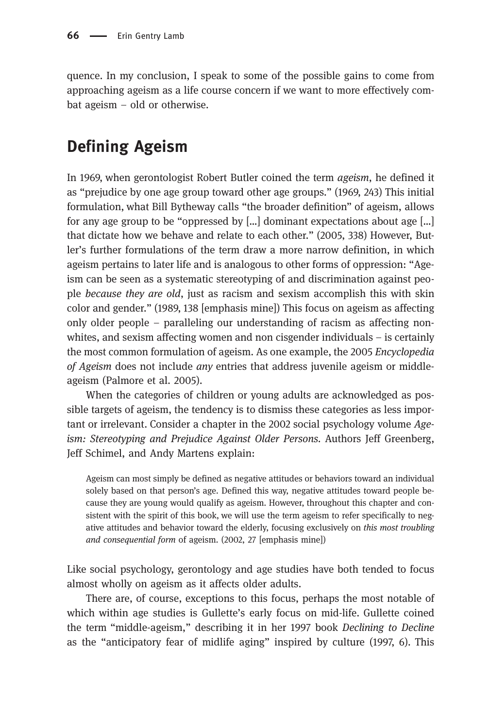quence. In my conclusion, I speak to some of the possible gains to come from approaching ageism as a life course concern if we want to more effectively combat ageism – old or otherwise.

## Defining Ageism

In 1969, when gerontologist Robert Butler coined the term *ageism*, he defined it as "prejudice by one age group toward other age groups." (1969, 243) This initial formulation, what Bill Bytheway calls "the broader definition" of ageism, allows for any age group to be "oppressed by [...] dominant expectations about age [...] that dictate how we behave and relate to each other." (2005, 338) However, Butler's further formulations of the term draw a more narrow definition, in which ageism pertains to later life and is analogous to other forms of oppression: "Ageism can be seen as a systematic stereotyping of and discrimination against people *because they are old*, just as racism and sexism accomplish this with skin color and gender." (1989, 138 [emphasis mine]) This focus on ageism as affecting only older people – paralleling our understanding of racism as affecting nonwhites, and sexism affecting women and non cisgender individuals – is certainly the most common formulation of ageism. As one example, the 2005 *Encyclopedia of Ageism* does not include *any* entries that address juvenile ageism or middle-ageism (Palmore et al. 2005).

When the categories of children or young adults are acknowledged as possible targets of ageism, the tendency is to dismiss these categories as less important or irrelevant. Consider a chapter in the 2002 social psychology volume *Ageism: Stereotyping and Prejudice Against Older Persons*. Authors Jeff Greenberg, Jeff Schimel, and Andy Martens explain:

> Ageism can most simply be defined as negative attitudes or behaviors toward an individual solely based on that person's age. Defined this way, negative attitudes toward people because they are young would qualify as ageism. However, throughout this chapter and consistent with the spirit of this book, we will use the term ageism to refer specifically to negative attitudes and behavior toward the elderly, focusing exclusively on *this most troubling and consequential form* of ageism. (2002, 27 [emphasis mine])

Like social psychology, gerontology and age studies have both tended to focus almost wholly on ageism as it affects older adults.

There are, of course, exceptions to this focus, perhaps the most notable of which within age studies is Gullette's early focus on mid-life. Gullette coined the term "middle-ageism," describing it in her 1997 book *Declining to Decline* as the "anticipatory fear of midlife aging" inspired by culture (1997, 6). This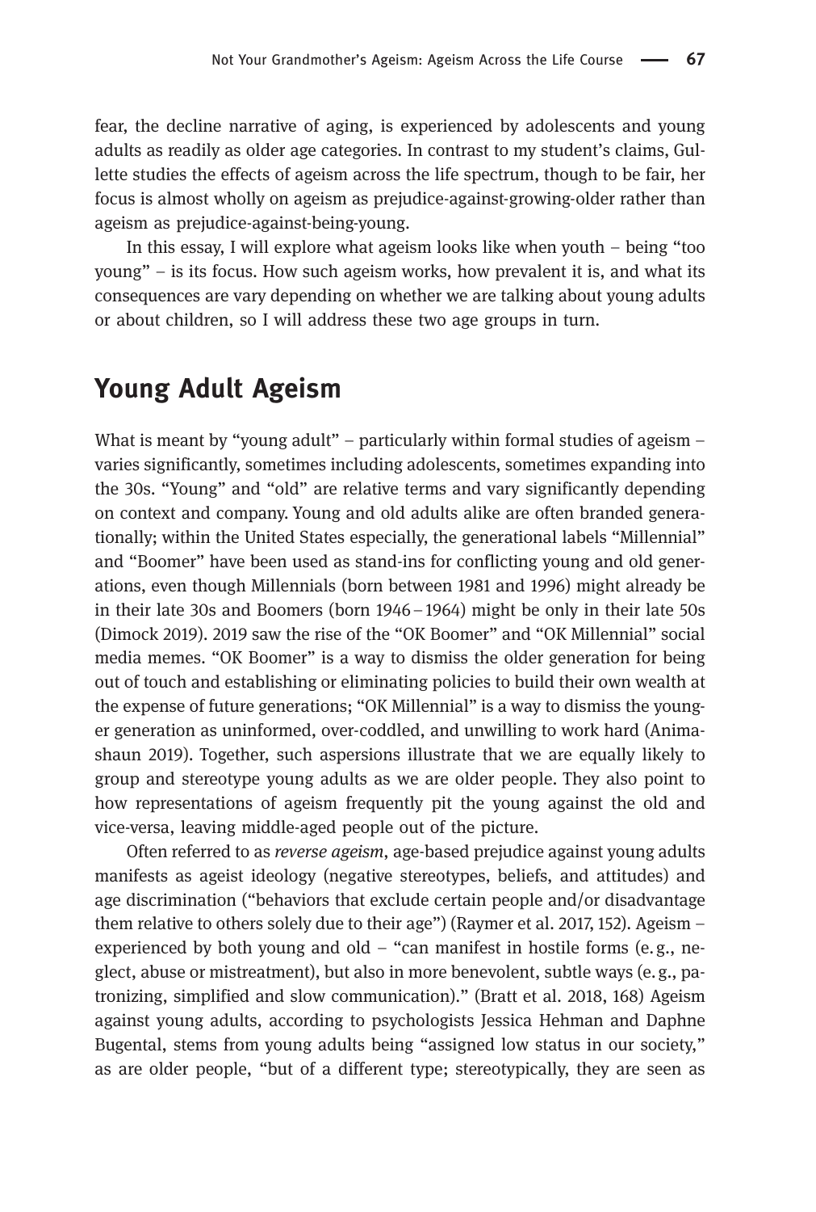fear, the decline narrative of aging, is experienced by adolescents and young adults as readily as older age categories. In contrast to my student's claims, Gullette studies the effects of ageism across the life spectrum, though to be fair, her focus is almost wholly on ageism as prejudice-against-growing-older rather than ageism as prejudice-against-being-young.

In this essay, I will explore what ageism looks like when youth – being "too young" – is its focus. How such ageism works, how prevalent it is, and what its consequences are vary depending on whether we are talking about young adults or about children, so I will address these two age groups in turn.

## Young Adult Ageism

What is meant by "young adult" – particularly within formal studies of ageism – varies significantly, sometimes including adolescents, sometimes expanding into the 30s. "Young" and "old" are relative terms and vary significantly depending on context and company. Young and old adults alike are often branded generationally; within the United States especially, the generational labels "Millennial" and "Boomer" have been used as stand-ins for conflicting young and old generations, even though Millennials (born between 1981 and 1996) might already be in their late 30s and Boomers (born 1946–1964) might be only in their late 50s (Dimock 2019). 2019 saw the rise of the "OK Boomer" and "OK Millennial" social media memes. "OK Boomer" is a way to dismiss the older generation for being out of touch and establishing or eliminating policies to build their own wealth at the expense of future generations; "OK Millennial" is a way to dismiss the younger generation as uninformed, over-coddled, and unwilling to work hard (Animashaun 2019). Together, such aspersions illustrate that we are equally likely to group and stereotype young adults as we are older people. They also point to how representations of ageism frequently pit the young against the old and vice-versa, leaving middle-aged people out of the picture.

Often referred to as *reverse ageism*, age-based prejudice against young adults manifests as ageist ideology (negative stereotypes, beliefs, and attitudes) and age discrimination ("behaviors that exclude certain people and/or disadvantage them relative to others solely due to their age") (Raymer et al. 2017, 152). Ageism – experienced by both young and old – "can manifest in hostile forms (e.g., neglect, abuse or mistreatment), but also in more benevolent, subtle ways (e.g., patronizing, simplified and slow communication)." (Bratt et al. 2018, 168) Ageism against young adults, according to psychologists Jessica Hehman and Daphne Bugental, stems from young adults being "assigned low status in our society," as are older people, "but of a different type; stereotypically, they are seen as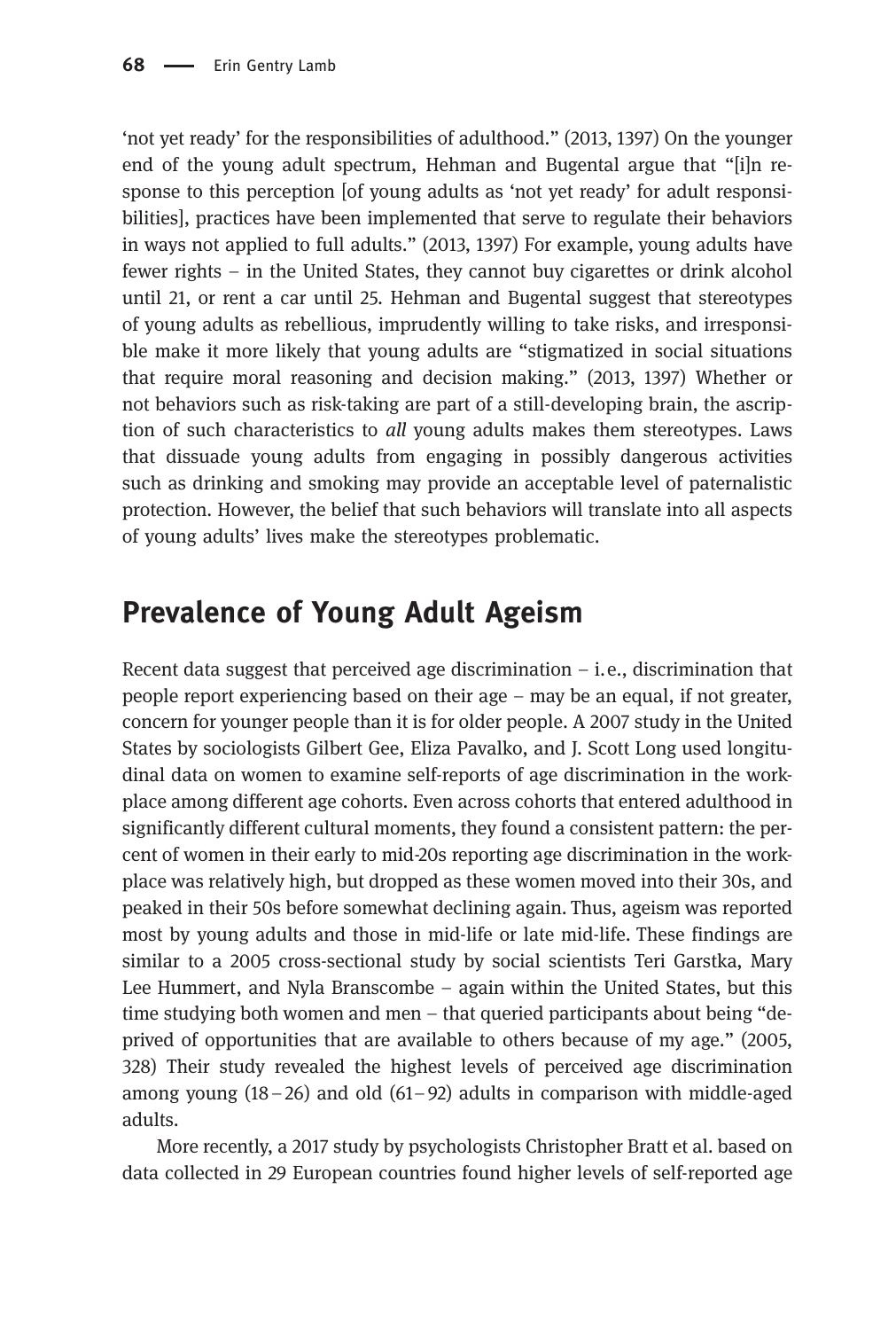'not yet ready' for the responsibilities of adulthood." (2013, 1397) On the younger end of the young adult spectrum, Hehman and Bugental argue that "[i]n response to this perception [of young adults as 'not yet ready' for adult responsibilities], practices have been implemented that serve to regulate their behaviors in ways not applied to full adults." (2013, 1397) For example, young adults have fewer rights – in the United States, they cannot buy cigarettes or drink alcohol until 21, or rent a car until 25. Hehman and Bugental suggest that stereotypes of young adults as rebellious, imprudently willing to take risks, and irresponsible make it more likely that young adults are "stigmatized in social situations that require moral reasoning and decision making." (2013, 1397) Whether or not behaviors such as risk-taking are part of a still-developing brain, the ascription of such characteristics to *all* young adults makes them stereotypes. Laws that dissuade young adults from engaging in possibly dangerous activities such as drinking and smoking may provide an acceptable level of paternalistic protection. However, the belief that such behaviors will translate into all aspects of young adults' lives make the stereotypes problematic.

## Prevalence of Young Adult Ageism

Recent data suggest that perceived age discrimination – i.e., discrimination that people report experiencing based on their age – may be an equal, if not greater, concern for younger people than it is for older people. A 2007 study in the United States by sociologists Gilbert Gee, Eliza Pavalko, and J. Scott Long used longitudinal data on women to examine self-reports of age discrimination in the workplace among different age cohorts. Even across cohorts that entered adulthood in significantly different cultural moments, they found a consistent pattern: the percent of women in their early to mid-20s reporting age discrimination in the workplace was relatively high, but dropped as these women moved into their 30s, and peaked in their 50s before somewhat declining again. Thus, ageism was reported most by young adults and those in mid-life or late mid-life. These findings are similar to a 2005 cross-sectional study by social scientists Teri Garstka, Mary Lee Hummert, and Nyla Branscombe – again within the United States, but this time studying both women and men – that queried participants about being "deprived of opportunities that are available to others because of my age." (2005, 328) Their study revealed the highest levels of perceived age discrimination among young (18–26) and old (61–92) adults in comparison with middle-aged adults.

More recently, a 2017 study by psychologists Christopher Bratt et al. based on data collected in 29 European countries found higher levels of self-reported age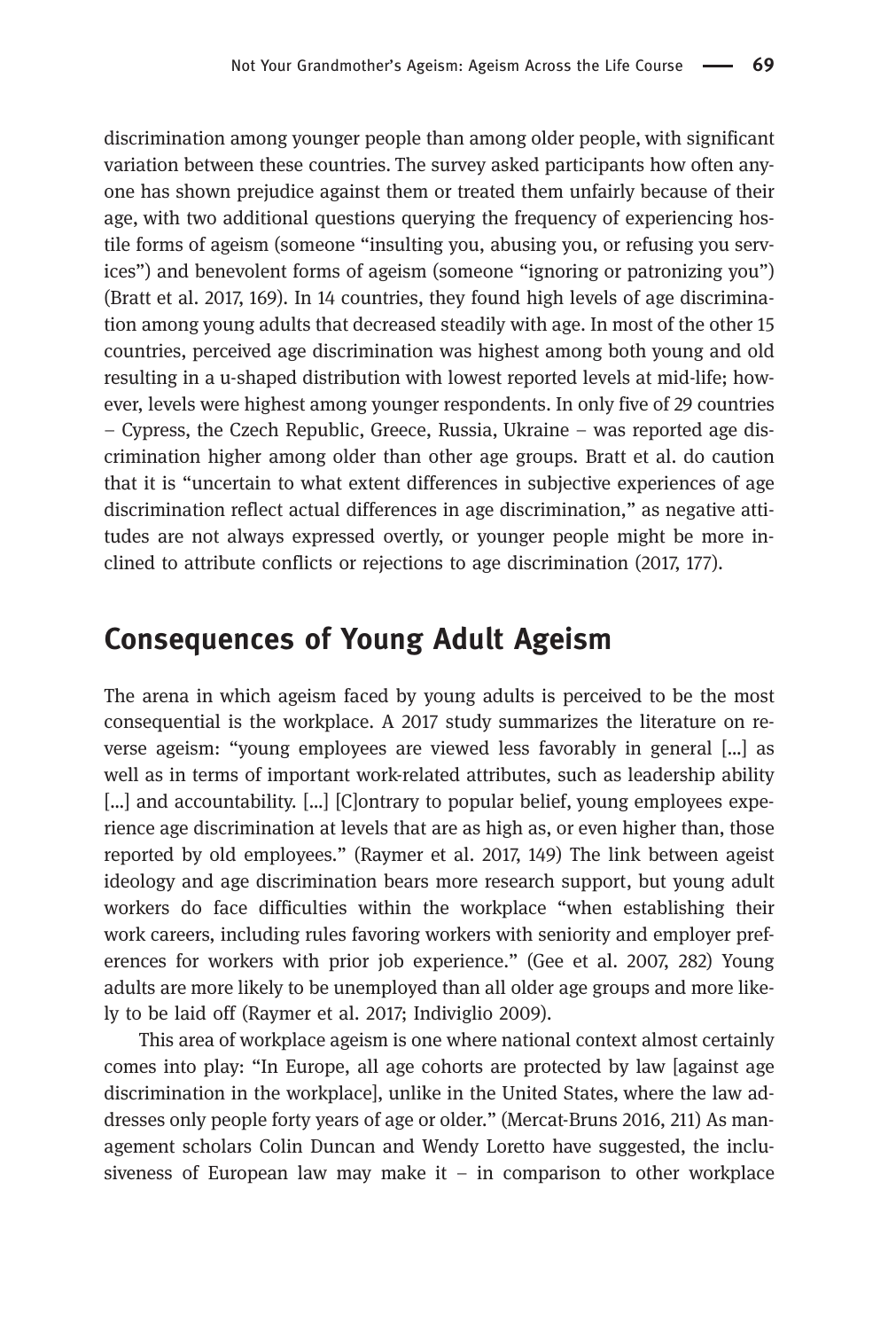discrimination among younger people than among older people, with significant variation between these countries. The survey asked participants how often anyone has shown prejudice against them or treated them unfairly because of their age, with two additional questions querying the frequency of experiencing hostile forms of ageism (someone "insulting you, abusing you, or refusing you services") and benevolent forms of ageism (someone "ignoring or patronizing you") (Bratt et al. 2017, 169). In 14 countries, they found high levels of age discrimination among young adults that decreased steadily with age. In most of the other 15 countries, perceived age discrimination was highest among both young and old resulting in a u-shaped distribution with lowest reported levels at mid-life; however, levels were highest among younger respondents. In only five of 29 countries – Cypress, the Czech Republic, Greece, Russia, Ukraine – was reported age discrimination higher among older than other age groups. Bratt et al. do caution that it is "uncertain to what extent differences in subjective experiences of age discrimination reflect actual differences in age discrimination," as negative attitudes are not always expressed overtly, or younger people might be more inclined to attribute conflicts or rejections to age discrimination (2017, 177).

## Consequences of Young Adult Ageism

The arena in which ageism faced by young adults is perceived to be the most consequential is the workplace. A 2017 study summarizes the literature on reverse ageism: "young employees are viewed less favorably in general [...] as well as in terms of important work-related attributes, such as leadership ability [...] and accountability. [...] [C]ontrary to popular belief, young employees experience age discrimination at levels that are as high as, or even higher than, those reported by old employees." (Raymer et al. 2017, 149) The link between ageist ideology and age discrimination bears more research support, but young adult workers do face difficulties within the workplace "when establishing their work careers, including rules favoring workers with seniority and employer preferences for workers with prior job experience." (Gee et al. 2007, 282) Young adults are more likely to be unemployed than all older age groups and more likely to be laid off (Raymer et al. 2017; Indiviglio 2009).

This area of workplace ageism is one where national context almost certainly comes into play: "In Europe, all age cohorts are protected by law [against age discrimination in the workplace], unlike in the United States, where the law addresses only people forty years of age or older." (Mercat-Bruns 2016, 211) As management scholars Colin Duncan and Wendy Loretto have suggested, the inclusiveness of European law may make it – in comparison to other workplace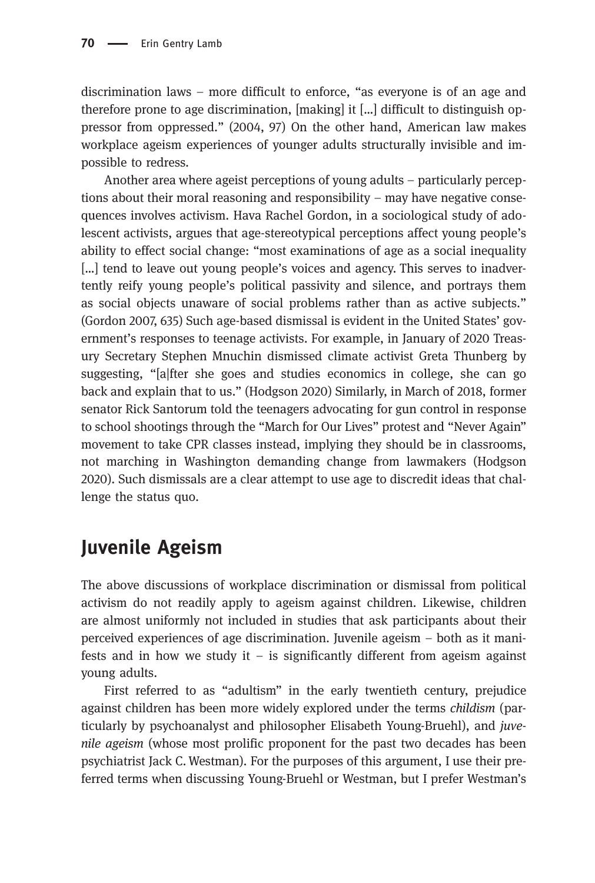discrimination laws – more difficult to enforce, "as everyone is of an age and therefore prone to age discrimination, [making] it […] difficult to distinguish oppressor from oppressed." (2004, 97) On the other hand, American law makes workplace ageism experiences of younger adults structurally invisible and impossible to redress.

Another area where ageist perceptions of young adults – particularly perceptions about their moral reasoning and responsibility – may have negative consequences involves activism. Hava Rachel Gordon, in a sociological study of adolescent activists, argues that age-stereotypical perceptions affect young people's ability to effect social change: "most examinations of age as a social inequality […] tend to leave out young people's voices and agency. This serves to inadvertently reify young people's political passivity and silence, and portrays them as social objects unaware of social problems rather than as active subjects." (Gordon 2007, 635) Such age-based dismissal is evident in the United States' government's responses to teenage activists. For example, in January of 2020 Treasury Secretary Stephen Mnuchin dismissed climate activist Greta Thunberg by suggesting, "[a]fter she goes and studies economics in college, she can go back and explain that to us." (Hodgson 2020) Similarly, in March of 2018, former senator Rick Santorum told the teenagers advocating for gun control in response to school shootings through the "March for Our Lives" protest and "Never Again" movement to take CPR classes instead, implying they should be in classrooms, not marching in Washington demanding change from lawmakers (Hodgson 2020). Such dismissals are a clear attempt to use age to discredit ideas that challenge the status quo.

## Juvenile Ageism

The above discussions of workplace discrimination or dismissal from political activism do not readily apply to ageism against children. Likewise, children are almost uniformly not included in studies that ask participants about their perceived experiences of age discrimination. Juvenile ageism – both as it manifests and in how we study it – is significantly different from ageism against young adults.

First referred to as "adultism" in the early twentieth century, prejudice against children has been more widely explored under the terms *childism* (particularly by psychoanalyst and philosopher Elisabeth Young-Bruehl), and *juvenile ageism* (whose most prolific proponent for the past two decades has been psychiatrist Jack C. Westman). For the purposes of this argument, I use their preferred terms when discussing Young-Bruehl or Westman, but I prefer Westman's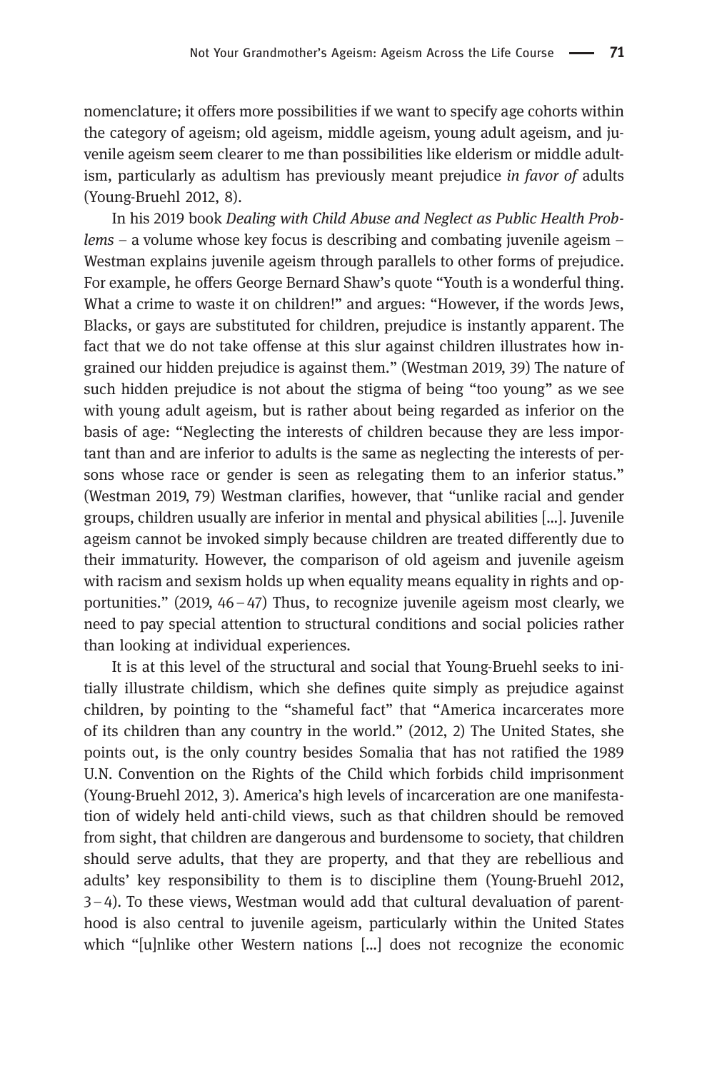nomenclature; it offers more possibilities if we want to specify age cohorts within the category of ageism; old ageism, middle ageism, young adult ageism, and juvenile ageism seem clearer to me than possibilities like elderism or middle adultism, particularly as adultism has previously meant prejudice *in favor of* adults (Young-Bruehl 2012, 8).

In his 2019 book *Dealing with Child Abuse and Neglect as Public Health Problems* – a volume whose key focus is describing and combating juvenile ageism – Westman explains juvenile ageism through parallels to other forms of prejudice. For example, he offers George Bernard Shaw's quote "Youth is a wonderful thing. What a crime to waste it on children!" and argues: "However, if the words Jews, Blacks, or gays are substituted for children, prejudice is instantly apparent. The fact that we do not take offense at this slur against children illustrates how ingrained our hidden prejudice is against them." (Westman 2019, 39) The nature of such hidden prejudice is not about the stigma of being "too young" as we see with young adult ageism, but is rather about being regarded as inferior on the basis of age: "Neglecting the interests of children because they are less important than and are inferior to adults is the same as neglecting the interests of persons whose race or gender is seen as relegating them to an inferior status." (Westman 2019, 79) Westman clarifies, however, that "unlike racial and gender groups, children usually are inferior in mental and physical abilities […]. Juvenile ageism cannot be invoked simply because children are treated differently due to their immaturity. However, the comparison of old ageism and juvenile ageism with racism and sexism holds up when equality means equality in rights and opportunities." (2019, 46–47) Thus, to recognize juvenile ageism most clearly, we need to pay special attention to structural conditions and social policies rather than looking at individual experiences.

It is at this level of the structural and social that Young-Bruehl seeks to initially illustrate childism, which she defines quite simply as prejudice against children, by pointing to the "shameful fact" that "America incarcerates more of its children than any country in the world." (2012, 2) The United States, she points out, is the only country besides Somalia that has not ratified the 1989 U.N. Convention on the Rights of the Child which forbids child imprisonment (Young-Bruehl 2012, 3). America's high levels of incarceration are one manifestation of widely held anti-child views, such as that children should be removed from sight, that children are dangerous and burdensome to society, that children should serve adults, that they are property, and that they are rebellious and adults' key responsibility to them is to discipline them (Young-Bruehl 2012, 3–4). To these views, Westman would add that cultural devaluation of parenthood is also central to juvenile ageism, particularly within the United States which "[u]nlike other Western nations […] does not recognize the economic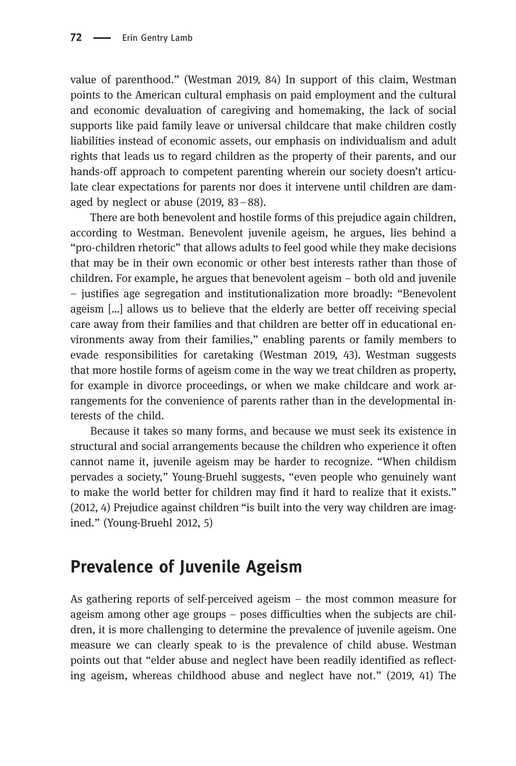value of parenthood." (Westman 2019, 84) In support of this claim, Westman points to the American cultural emphasis on paid employment and the cultural and economic devaluation of caregiving and homemaking, the lack of social supports like paid family leave or universal childcare that make children costly liabilities instead of economic assets, our emphasis on individualism and adult rights that leads us to regard children as the property of their parents, and our hands-off approach to competent parenting wherein our society doesn't articulate clear expectations for parents nor does it intervene until children are damaged by neglect or abuse (2019, 83–88).

There are both benevolent and hostile forms of this prejudice again children, according to Westman. Benevolent juvenile ageism, he argues, lies behind a "pro-children rhetoric" that allows adults to feel good while they make decisions that may be in their own economic or other best interests rather than those of children. For example, he argues that benevolent ageism – both old and juvenile – justifies age segregation and institutionalization more broadly: "Benevolent ageism […] allows us to believe that the elderly are better off receiving special care away from their families and that children are better off in educational environments away from their families," enabling parents or family members to evade responsibilities for caretaking (Westman 2019, 43). Westman suggests that more hostile forms of ageism come in the way we treat children as property, for example in divorce proceedings, or when we make childcare and work arrangements for the convenience of parents rather than in the developmental interests of the child.

Because it takes so many forms, and because we must seek its existence in structural and social arrangements because the children who experience it often cannot name it, juvenile ageism may be harder to recognize. "When childism pervades a society," Young-Bruehl suggests, "even people who genuinely want to make the world better for children may find it hard to realize that it exists." (2012, 4) Prejudice against children "is built into the very way children are imagined." (Young-Bruehl 2012, 5)

## Prevalence of Juvenile Ageism

As gathering reports of self-perceived ageism – the most common measure for ageism among other age groups – poses difficulties when the subjects are children, it is more challenging to determine the prevalence of juvenile ageism. One measure we can clearly speak to is the prevalence of child abuse. Westman points out that "elder abuse and neglect have been readily identified as reflecting ageism, whereas childhood abuse and neglect have not." (2019, 41) The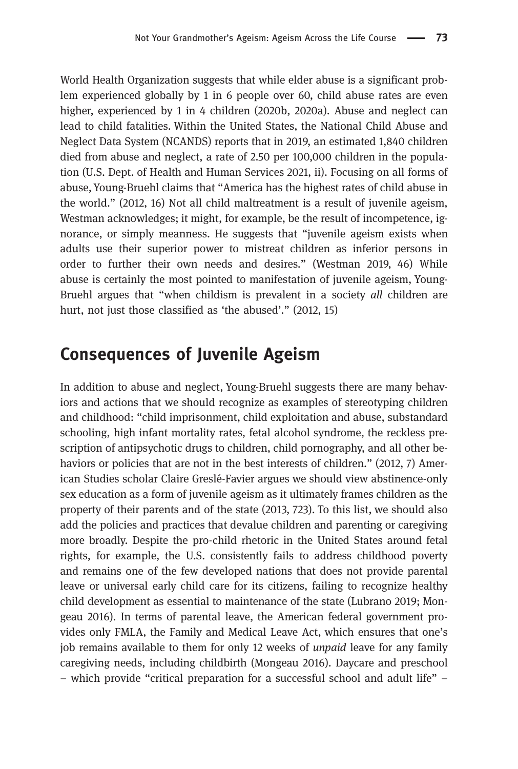World Health Organization suggests that while elder abuse is a significant problem experienced globally by 1 in 6 people over 60, child abuse rates are even higher, experienced by 1 in 4 children (2020b, 2020a). Abuse and neglect can lead to child fatalities. Within the United States, the National Child Abuse and Neglect Data System (NCANDS) reports that in 2019, an estimated 1,840 children died from abuse and neglect, a rate of 2.50 per 100,000 children in the population (U.S. Dept. of Health and Human Services 2021, ii). Focusing on all forms of abuse, Young-Bruehl claims that "America has the highest rates of child abuse in the world." (2012, 16) Not all child maltreatment is a result of juvenile ageism, Westman acknowledges; it might, for example, be the result of incompetence, ignorance, or simply meanness. He suggests that "juvenile ageism exists when adults use their superior power to mistreat children as inferior persons in order to further their own needs and desires." (Westman 2019, 46) While abuse is certainly the most pointed to manifestation of juvenile ageism, Young-Bruehl argues that "when childism is prevalent in a society *all* children are hurt, not just those classified as 'the abused'." (2012, 15)

## Consequences of Juvenile Ageism

In addition to abuse and neglect, Young-Bruehl suggests there are many behaviors and actions that we should recognize as examples of stereotyping children and childhood: "child imprisonment, child exploitation and abuse, substandard schooling, high infant mortality rates, fetal alcohol syndrome, the reckless prescription of antipsychotic drugs to children, child pornography, and all other behaviors or policies that are not in the best interests of children." (2012, 7) American Studies scholar Claire Greslé-Favier argues we should view abstinence-only sex education as a form of juvenile ageism as it ultimately frames children as the property of their parents and of the state (2013, 723). To this list, we should also add the policies and practices that devalue children and parenting or caregiving more broadly. Despite the pro-child rhetoric in the United States around fetal rights, for example, the U.S. consistently fails to address childhood poverty and remains one of the few developed nations that does not provide parental leave or universal early child care for its citizens, failing to recognize healthy child development as essential to maintenance of the state (Lubrano 2019; Mongeau 2016). In terms of parental leave, the American federal government provides only FMLA, the Family and Medical Leave Act, which ensures that one's job remains available to them for only 12 weeks of *unpaid* leave for any family caregiving needs, including childbirth (Mongeau 2016). Daycare and preschool – which provide "critical preparation for a successful school and adult life" –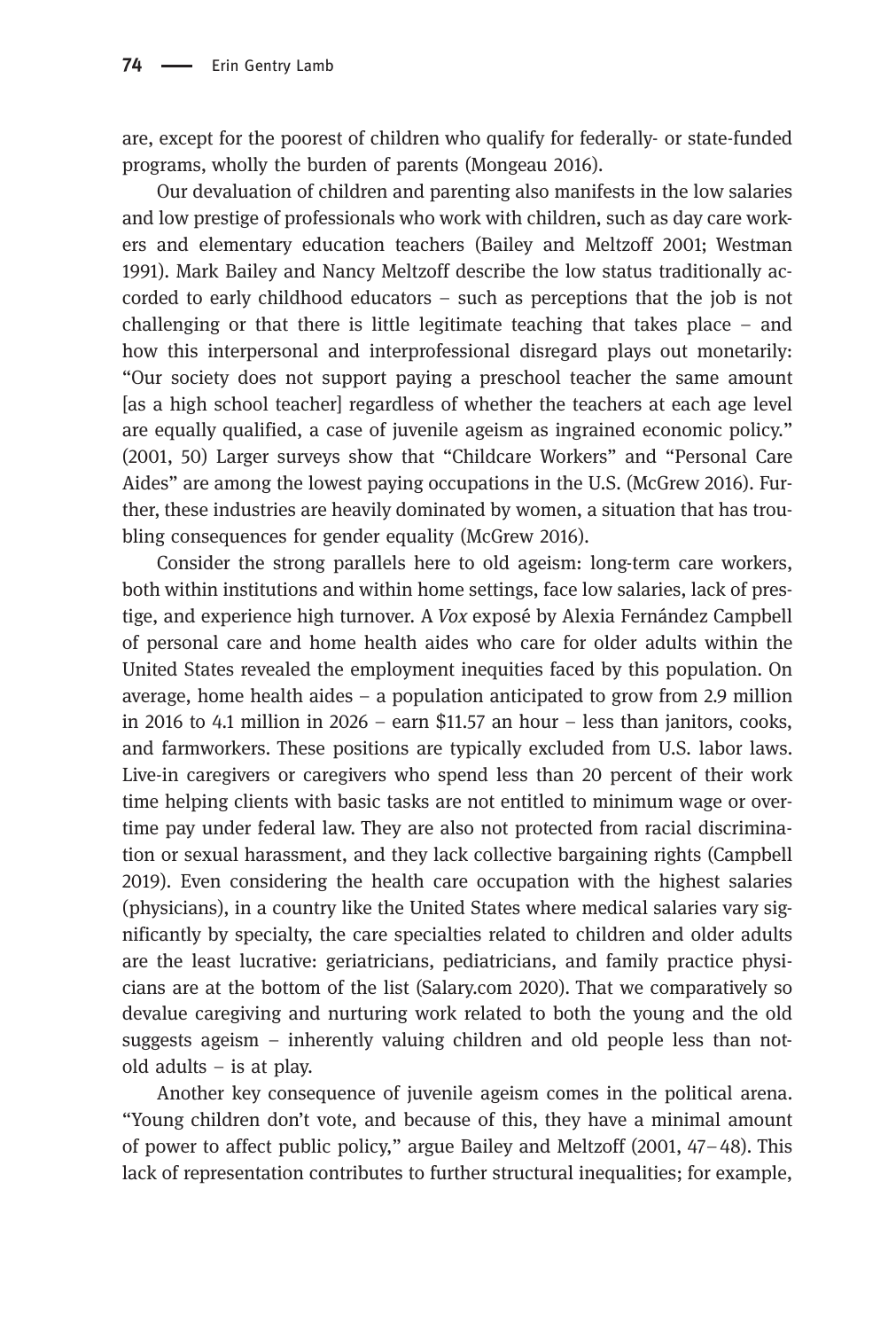are, except for the poorest of children who qualify for federally- or state-funded programs, wholly the burden of parents (Mongeau 2016).

Our devaluation of children and parenting also manifests in the low salaries and low prestige of professionals who work with children, such as day care workers and elementary education teachers (Bailey and Meltzoff 2001; Westman 1991). Mark Bailey and Nancy Meltzoff describe the low status traditionally accorded to early childhood educators – such as perceptions that the job is not challenging or that there is little legitimate teaching that takes place – and how this interpersonal and interprofessional disregard plays out monetarily: "Our society does not support paying a preschool teacher the same amount [as a high school teacher] regardless of whether the teachers at each age level are equally qualified, a case of juvenile ageism as ingrained economic policy." (2001, 50) Larger surveys show that "Childcare Workers" and "Personal Care Aides" are among the lowest paying occupations in the U.S. (McGrew 2016). Further, these industries are heavily dominated by women, a situation that has troubling consequences for gender equality (McGrew 2016).

Consider the strong parallels here to old ageism: long-term care workers, both within institutions and within home settings, face low salaries, lack of prestige, and experience high turnover. A *Vox* exposé by Alexia Fernández Campbell of personal care and home health aides who care for older adults within the United States revealed the employment inequities faced by this population. On average, home health aides – a population anticipated to grow from 2.9 million in 2016 to 4.1 million in 2026 – earn $11.57 an hour – less than janitors, cooks, and farmworkers. These positions are typically excluded from U.S. labor laws. Live-in caregivers or caregivers who spend less than 20 percent of their work time helping clients with basic tasks are not entitled to minimum wage or overtime pay under federal law. They are also not protected from racial discrimination or sexual harassment, and they lack collective bargaining rights (Campbell 2019). Even considering the health care occupation with the highest salaries (physicians), in a country like the United States where medical salaries vary significantly by specialty, the care specialties related to children and older adults are the least lucrative: geriatricians, pediatricians, and family practice physicians are at the bottom of the list (Salary.com 2020). That we comparatively so devalue caregiving and nurturing work related to both the young and the old suggests ageism – inherently valuing children and old people less than not-old adults – is at play.

Another key consequence of juvenile ageism comes in the political arena. "Young children don't vote, and because of this, they have a minimal amount of power to affect public policy," argue Bailey and Meltzoff (2001, 47–48). This lack of representation contributes to further structural inequalities; for example,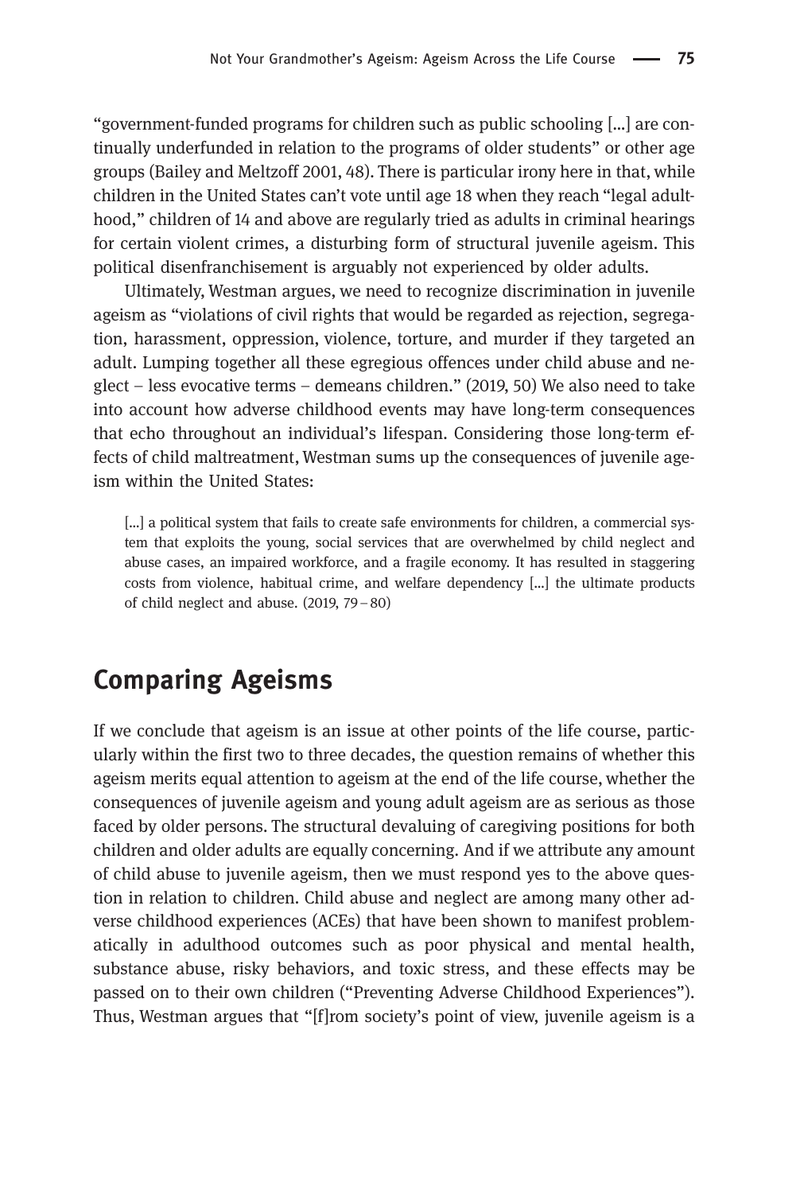"government-funded programs for children such as public schooling [...] are continually underfunded in relation to the programs of older students" or other age groups (Bailey and Meltzoff 2001, 48). There is particular irony here in that, while children in the United States can't vote until age 18 when they reach "legal adulthood," children of 14 and above are regularly tried as adults in criminal hearings for certain violent crimes, a disturbing form of structural juvenile ageism. This political disenfranchisement is arguably not experienced by older adults.

Ultimately, Westman argues, we need to recognize discrimination in juvenile ageism as "violations of civil rights that would be regarded as rejection, segregation, harassment, oppression, violence, torture, and murder if they targeted an adult. Lumping together all these egregious offences under child abuse and neglect – less evocative terms – demeans children." (2019, 50) We also need to take into account how adverse childhood events may have long-term consequences that echo throughout an individual's lifespan. Considering those long-term effects of child maltreatment, Westman sums up the consequences of juvenile ageism within the United States:

> [...] a political system that fails to create safe environments for children, a commercial system that exploits the young, social services that are overwhelmed by child neglect and abuse cases, an impaired workforce, and a fragile economy. It has resulted in staggering costs from violence, habitual crime, and welfare dependency [...] the ultimate products of child neglect and abuse. (2019, 79–80)

## Comparing Ageisms

If we conclude that ageism is an issue at other points of the life course, particularly within the first two to three decades, the question remains of whether this ageism merits equal attention to ageism at the end of the life course, whether the consequences of juvenile ageism and young adult ageism are as serious as those faced by older persons. The structural devaluing of caregiving positions for both children and older adults are equally concerning. And if we attribute any amount of child abuse to juvenile ageism, then we must respond yes to the above question in relation to children. Child abuse and neglect are among many other adverse childhood experiences (ACEs) that have been shown to manifest problematically in adulthood outcomes such as poor physical and mental health, substance abuse, risky behaviors, and toxic stress, and these effects may be passed on to their own children ("Preventing Adverse Childhood Experiences"). Thus, Westman argues that "[f]rom society's point of view, juvenile ageism is a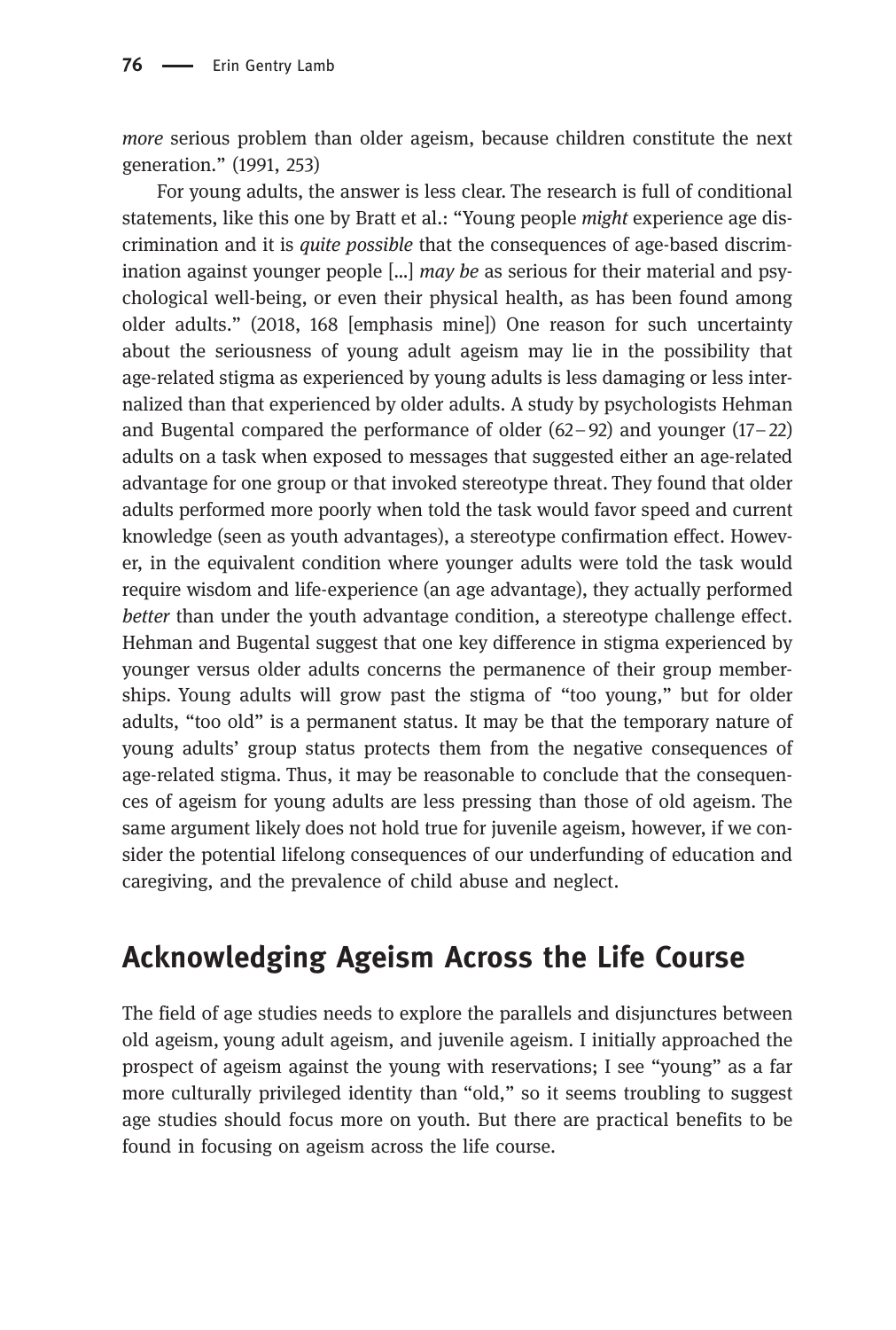*more* serious problem than older ageism, because children constitute the next generation." (1991, 253)

For young adults, the answer is less clear. The research is full of conditional statements, like this one by Bratt et al.: "Young people *might* experience age discrimination and it is *quite possible* that the consequences of age-based discrimination against younger people […] *may be* as serious for their material and psychological well-being, or even their physical health, as has been found among older adults." (2018, 168 [emphasis mine]) One reason for such uncertainty about the seriousness of young adult ageism may lie in the possibility that age-related stigma as experienced by young adults is less damaging or less internalized than that experienced by older adults. A study by psychologists Hehman and Bugental compared the performance of older (62–92) and younger (17–22) adults on a task when exposed to messages that suggested either an age-related advantage for one group or that invoked stereotype threat. They found that older adults performed more poorly when told the task would favor speed and current knowledge (seen as youth advantages), a stereotype confirmation effect. However, in the equivalent condition where younger adults were told the task would require wisdom and life-experience (an age advantage), they actually performed *better* than under the youth advantage condition, a stereotype challenge effect. Hehman and Bugental suggest that one key difference in stigma experienced by younger versus older adults concerns the permanence of their group memberships. Young adults will grow past the stigma of "too young," but for older adults, "too old" is a permanent status. It may be that the temporary nature of young adults' group status protects them from the negative consequences of age-related stigma. Thus, it may be reasonable to conclude that the consequences of ageism for young adults are less pressing than those of old ageism. The same argument likely does not hold true for juvenile ageism, however, if we consider the potential lifelong consequences of our underfunding of education and caregiving, and the prevalence of child abuse and neglect.

## Acknowledging Ageism Across the Life Course

The field of age studies needs to explore the parallels and disjunctures between old ageism, young adult ageism, and juvenile ageism. I initially approached the prospect of ageism against the young with reservations; I see "young" as a far more culturally privileged identity than "old," so it seems troubling to suggest age studies should focus more on youth. But there are practical benefits to be found in focusing on ageism across the life course.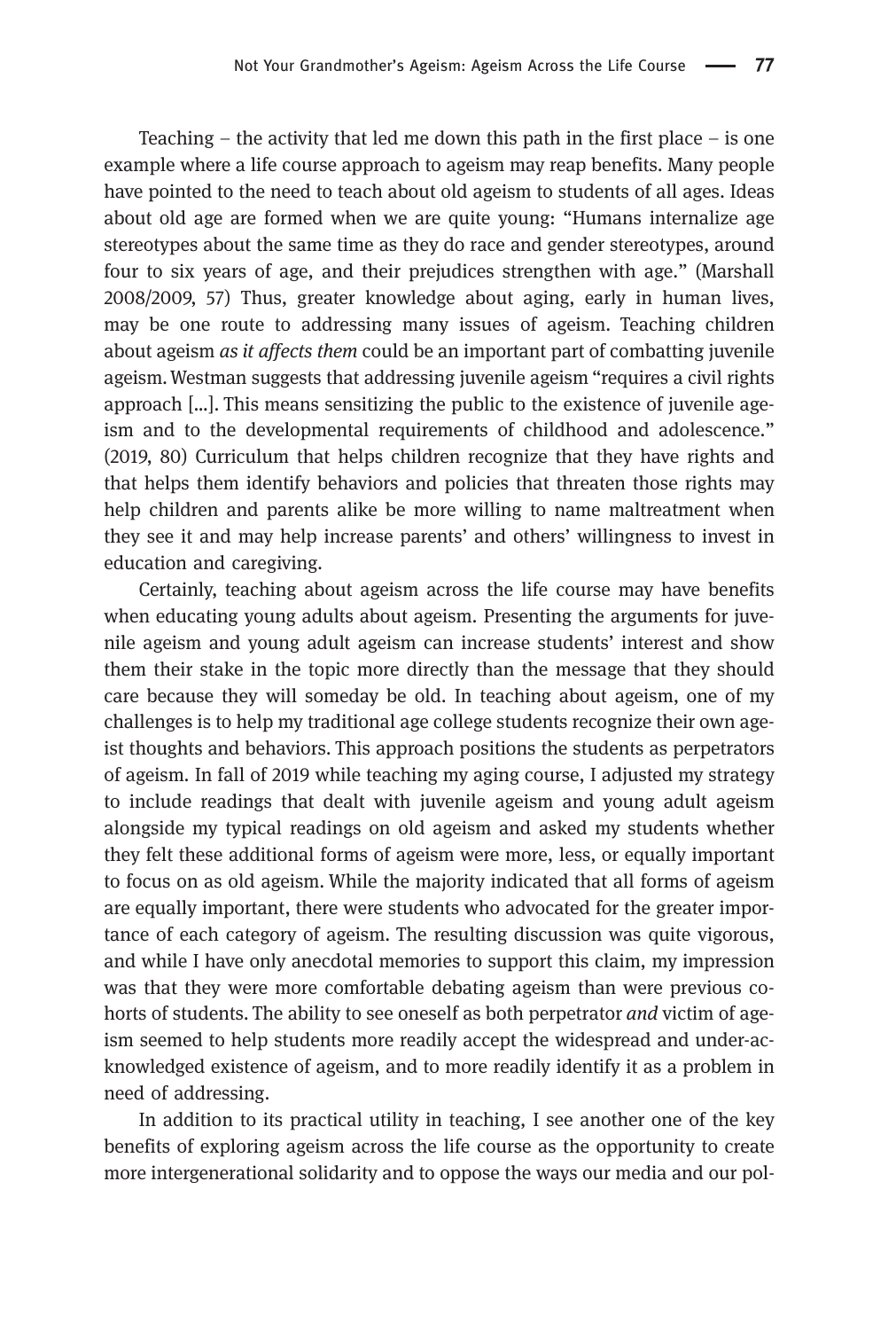Teaching – the activity that led me down this path in the first place – is one example where a life course approach to ageism may reap benefits. Many people have pointed to the need to teach about old ageism to students of all ages. Ideas about old age are formed when we are quite young: "Humans internalize age stereotypes about the same time as they do race and gender stereotypes, around four to six years of age, and their prejudices strengthen with age." (Marshall 2008/2009, 57) Thus, greater knowledge about aging, early in human lives, may be one route to addressing many issues of ageism. Teaching children about ageism *as it affects them* could be an important part of combatting juvenile ageism. Westman suggests that addressing juvenile ageism "requires a civil rights approach [...]. This means sensitizing the public to the existence of juvenile ageism and to the developmental requirements of childhood and adolescence." (2019, 80) Curriculum that helps children recognize that they have rights and that helps them identify behaviors and policies that threaten those rights may help children and parents alike be more willing to name maltreatment when they see it and may help increase parents' and others' willingness to invest in education and caregiving.

Certainly, teaching about ageism across the life course may have benefits when educating young adults about ageism. Presenting the arguments for juvenile ageism and young adult ageism can increase students' interest and show them their stake in the topic more directly than the message that they should care because they will someday be old. In teaching about ageism, one of my challenges is to help my traditional age college students recognize their own ageist thoughts and behaviors. This approach positions the students as perpetrators of ageism. In fall of 2019 while teaching my aging course, I adjusted my strategy to include readings that dealt with juvenile ageism and young adult ageism alongside my typical readings on old ageism and asked my students whether they felt these additional forms of ageism were more, less, or equally important to focus on as old ageism. While the majority indicated that all forms of ageism are equally important, there were students who advocated for the greater importance of each category of ageism. The resulting discussion was quite vigorous, and while I have only anecdotal memories to support this claim, my impression was that they were more comfortable debating ageism than were previous cohorts of students. The ability to see oneself as both perpetrator *and* victim of ageism seemed to help students more readily accept the widespread and under-acknowledged existence of ageism, and to more readily identify it as a problem in need of addressing.

In addition to its practical utility in teaching, I see another one of the key benefits of exploring ageism across the life course as the opportunity to create more intergenerational solidarity and to oppose the ways our media and our pol-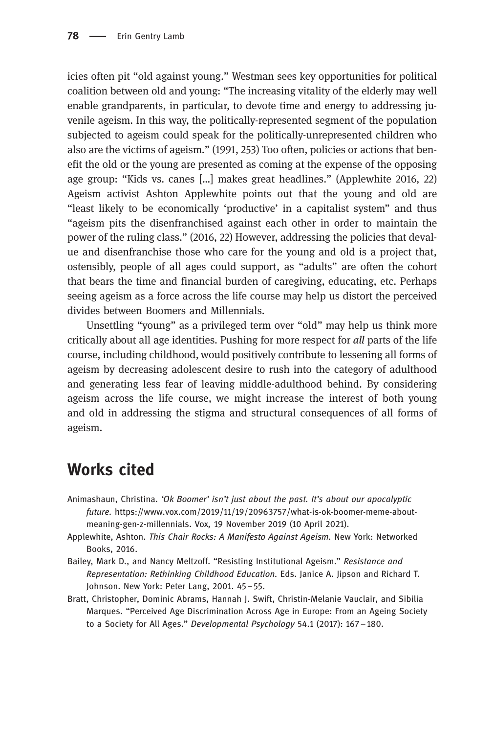icies often pit “old against young.” Westman sees key opportunities for political coalition between old and young: “The increasing vitality of the elderly may well enable grandparents, in particular, to devote time and energy to addressing juvenile ageism. In this way, the politically-represented segment of the population subjected to ageism could speak for the politically-unrepresented children who also are the victims of ageism.” (1991, 253) Too often, policies or actions that benefit the old or the young are presented as coming at the expense of the opposing age group: “Kids vs. canes […] makes great headlines.” (Applewhite 2016, 22) Ageism activist Ashton Applewhite points out that the young and old are “least likely to be economically ‘productive’ in a capitalist system” and thus “ageism pits the disenfranchised against each other in order to maintain the power of the ruling class.” (2016, 22) However, addressing the policies that devalue and disenfranchise those who care for the young and old is a project that, ostensibly, people of all ages could support, as “adults” are often the cohort that bears the time and financial burden of caregiving, educating, etc. Perhaps seeing ageism as a force across the life course may help us distort the perceived divides between Boomers and Millennials.

Unsettling “young” as a privileged term over “old” may help us think more critically about all age identities. Pushing for more respect for *all* parts of the life course, including childhood, would positively contribute to lessening all forms of ageism by decreasing adolescent desire to rush into the category of adulthood and generating less fear of leaving middle-adulthood behind. By considering ageism across the life course, we might increase the interest of both young and old in addressing the stigma and structural consequences of all forms of ageism.

## Works cited

Animashaun, Christina. *‘Ok Boomer’ isn’t just about the past. It’s about our apocalyptic future.* https://www.vox.com/2019/11/19/20963757/what-is-ok-boomer-meme-about-meaning-gen-z-millennials. Vox, 19 November 2019 (10 April 2021).

Applewhite, Ashton. *This Chair Rocks: A Manifesto Against Ageism.* New York: Networked Books, 2016.

Bailey, Mark D., and Nancy Meltzoff. “Resisting Institutional Ageism.” *Resistance and Representation: Rethinking Childhood Education.* Eds. Janice A. Jipson and Richard T. Johnson. New York: Peter Lang, 2001. 45–55.

Bratt, Christopher, Dominic Abrams, Hannah J. Swift, Christin-Melanie Vauclair, and Sibilia Marques. “Perceived Age Discrimination Across Age in Europe: From an Ageing Society to a Society for All Ages.” *Developmental Psychology* 54.1 (2017): 167–180.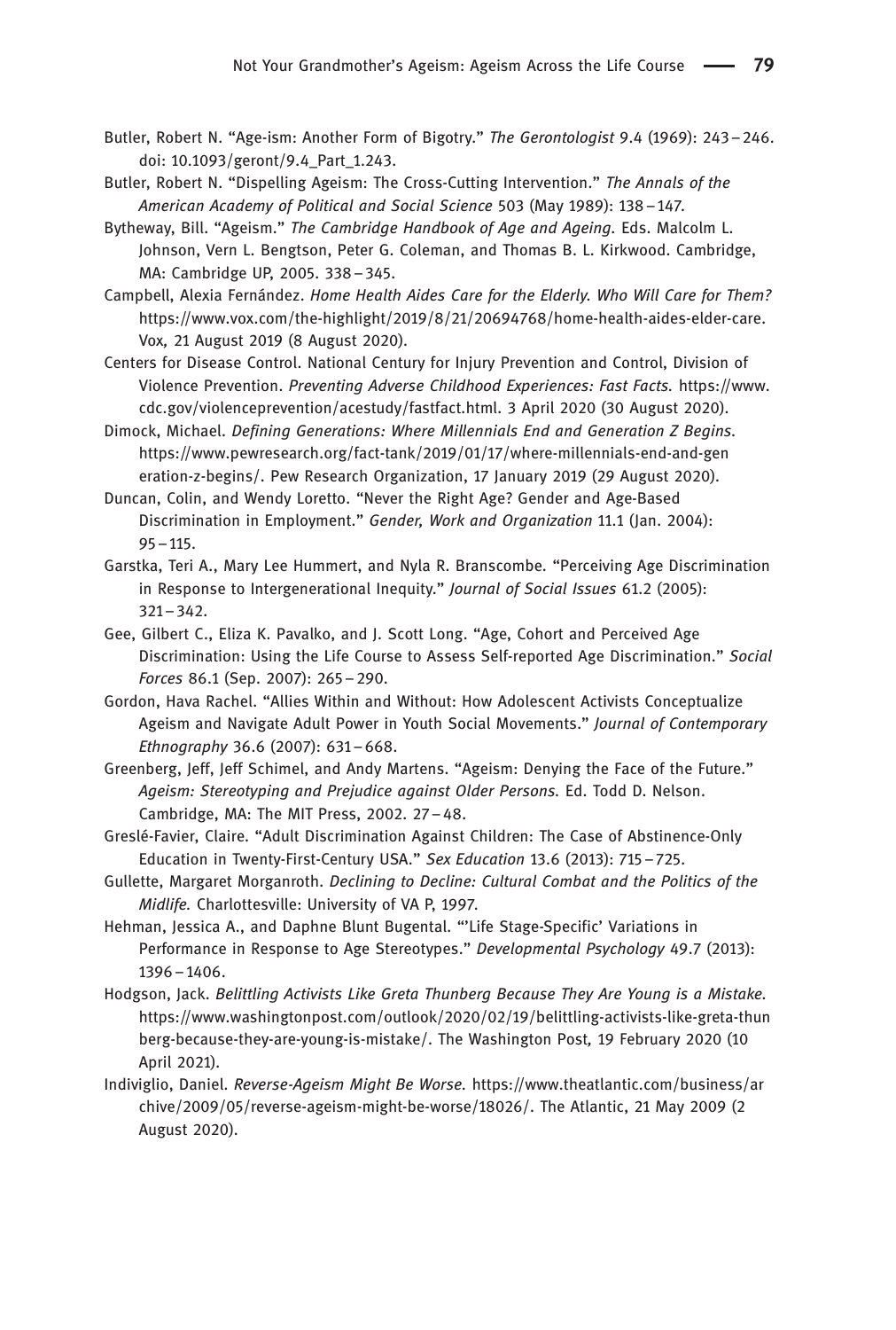Butler, Robert N. "Age-ism: Another Form of Bigotry." *The Gerontologist* 9.4 (1969): 243 – 246. doi: 10.1093/geront/9.4_Part_1.243.

Butler, Robert N. "Dispelling Ageism: The Cross-Cutting Intervention." *The Annals of the American Academy of Political and Social Science* 503 (May 1989): 138 – 147.

Bytheway, Bill. "Ageism." *The Cambridge Handbook of Age and Ageing*. Eds. Malcolm L. Johnson, Vern L. Bengtson, Peter G. Coleman, and Thomas B. L. Kirkwood. Cambridge, MA: Cambridge UP, 2005. 338 – 345.

Campbell, Alexia Fernández. *Home Health Aides Care for the Elderly. Who Will Care for Them?* https://www.vox.com/the-highlight/2019/8/21/20694768/home-health-aides-elder-care. Vox, 21 August 2019 (8 August 2020).

Centers for Disease Control. National Century for Injury Prevention and Control, Division of Violence Prevention. *Preventing Adverse Childhood Experiences: Fast Facts.* https://www.cdc.gov/violenceprevention/acestudy/fastfact.html. 3 April 2020 (30 August 2020).

Dimock, Michael. *Defining Generations: Where Millennials End and Generation Z Begins.* https://www.pewresearch.org/fact-tank/2019/01/17/where-millennials-end-and-generation-z-begins/. Pew Research Organization, 17 January 2019 (29 August 2020).

Duncan, Colin, and Wendy Loretto. "Never the Right Age? Gender and Age-Based Discrimination in Employment." *Gender, Work and Organization* 11.1 (Jan. 2004): 95 – 115.

Garstka, Teri A., Mary Lee Hummert, and Nyla R. Branscombe. "Perceiving Age Discrimination in Response to Intergenerational Inequity." *Journal of Social Issues* 61.2 (2005): 321 – 342.

Gee, Gilbert C., Eliza K. Pavalko, and J. Scott Long. "Age, Cohort and Perceived Age Discrimination: Using the Life Course to Assess Self-reported Age Discrimination." *Social Forces* 86.1 (Sep. 2007): 265 – 290.

Gordon, Hava Rachel. "Allies Within and Without: How Adolescent Activists Conceptualize Ageism and Navigate Adult Power in Youth Social Movements." *Journal of Contemporary Ethnography* 36.6 (2007): 631 – 668.

Greenberg, Jeff, Jeff Schimel, and Andy Martens. "Ageism: Denying the Face of the Future." *Ageism: Stereotyping and Prejudice against Older Persons.* Ed. Todd D. Nelson. Cambridge, MA: The MIT Press, 2002. 27 – 48.

Greslé-Favier, Claire. "Adult Discrimination Against Children: The Case of Abstinence-Only Education in Twenty-First-Century USA." *Sex Education* 13.6 (2013): 715 – 725.

Gullette, Margaret Morganroth. *Declining to Decline: Cultural Combat and the Politics of the Midlife.* Charlottesville: University of VA P, 1997.

Hehman, Jessica A., and Daphne Blunt Bugental. "'Life Stage-Specific' Variations in Performance in Response to Age Stereotypes." *Developmental Psychology* 49.7 (2013): 1396 – 1406.

Hodgson, Jack. *Belittling Activists Like Greta Thunberg Because They Are Young is a Mistake.* https://www.washingtonpost.com/outlook/2020/02/19/belittling-activists-like-greta-thunberg-because-they-are-young-is-mistake/. The Washington Post, 19 February 2020 (10 April 2021).

Indiviglio, Daniel. *Reverse-Ageism Might Be Worse.* https://www.theatlantic.com/business/archive/2009/05/reverse-ageism-might-be-worse/18026/. The Atlantic, 21 May 2009 (2 August 2020).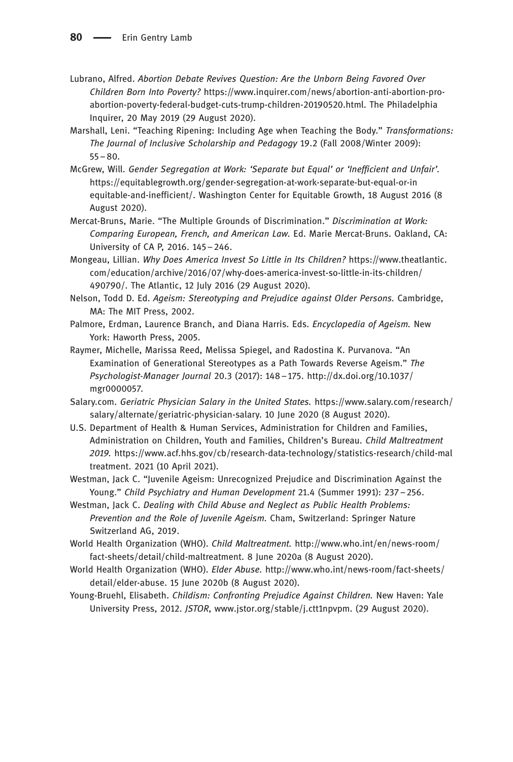Lubrano, Alfred. *Abortion Debate Revives Question: Are the Unborn Being Favored Over Children Born Into Poverty?* https://www.inquirer.com/news/abortion-anti-abortion-pro-abortion-poverty-federal-budget-cuts-trump-children-20190520.html. The Philadelphia Inquirer, 20 May 2019 (29 August 2020).

Marshall, Leni. "Teaching Ripening: Including Age when Teaching the Body." *Transformations: The Journal of Inclusive Scholarship and Pedagogy* 19.2 (Fall 2008/Winter 2009): 55–80.

McGrew, Will. *Gender Segregation at Work: 'Separate but Equal' or 'Inefficient and Unfair'.* https://equitablegrowth.org/gender-segregation-at-work-separate-but-equal-or-inequitable-and-inefficient/. Washington Center for Equitable Growth, 18 August 2016 (8 August 2020).

Mercat-Bruns, Marie. "The Multiple Grounds of Discrimination." *Discrimination at Work: Comparing European, French, and American Law.* Ed. Marie Mercat-Bruns. Oakland, CA: University of CA P, 2016. 145–246.

Mongeau, Lillian. *Why Does America Invest So Little in Its Children?* https://www.theatlantic.com/education/archive/2016/07/why-does-america-invest-so-little-in-its-children/490790/. The Atlantic, 12 July 2016 (29 August 2020).

Nelson, Todd D. Ed. *Ageism: Stereotyping and Prejudice against Older Persons.* Cambridge, MA: The MIT Press, 2002.

Palmore, Erdman, Laurence Branch, and Diana Harris. Eds. *Encyclopedia of Ageism.* New York: Haworth Press, 2005.

Raymer, Michelle, Marissa Reed, Melissa Spiegel, and Radostina K. Purvanova. "An Examination of Generational Stereotypes as a Path Towards Reverse Ageism." *The Psychologist-Manager Journal* 20.3 (2017): 148–175. http://dx.doi.org/10.1037/mgr0000057.

Salary.com. *Geriatric Physician Salary in the United States.* https://www.salary.com/research/salary/alternate/geriatric-physician-salary. 10 June 2020 (8 August 2020).

U.S. Department of Health & Human Services, Administration for Children and Families, Administration on Children, Youth and Families, Children's Bureau. *Child Maltreatment 2019.* https://www.acf.hhs.gov/cb/research-data-technology/statistics-research/child-maltreatment. 2021 (10 April 2021).

Westman, Jack C. "Juvenile Ageism: Unrecognized Prejudice and Discrimination Against the Young." *Child Psychiatry and Human Development* 21.4 (Summer 1991): 237–256.

Westman, Jack C. *Dealing with Child Abuse and Neglect as Public Health Problems: Prevention and the Role of Juvenile Ageism.* Cham, Switzerland: Springer Nature Switzerland AG, 2019.

World Health Organization (WHO). *Child Maltreatment.* http://www.who.int/en/news-room/fact-sheets/detail/child-maltreatment. 8 June 2020a (8 August 2020).

World Health Organization (WHO). *Elder Abuse.* http://www.who.int/news-room/fact-sheets/detail/elder-abuse. 15 June 2020b (8 August 2020).

Young-Bruehl, Elisabeth. *Childism: Confronting Prejudice Against Children.* New Haven: Yale University Press, 2012. *JSTOR*, www.jstor.org/stable/j.ctt1npvpm. (29 August 2020).